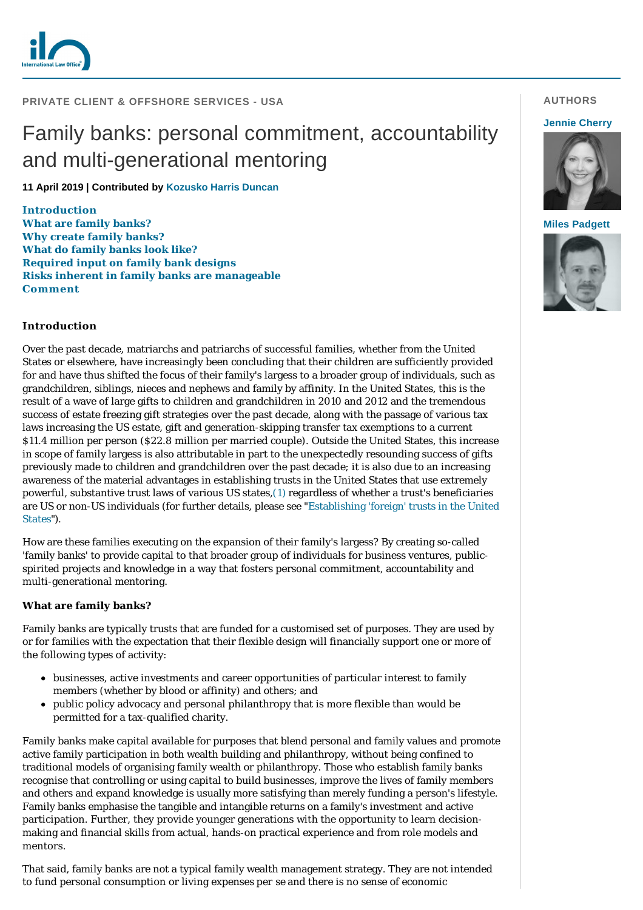PRIVATE CLIENT & OFFSHORE SERVICES - USA

# Family banks: personal commitment, accountability and multi-generational mentoring

**11 April 2019 | Contributed by Kozusko Harris Duncan**

AUTHORS

Jennie Cherry

Miles Padgett

- Introduction
- What are family banks?
- Why create family banks?
- What do family banks look like?
- Required input on family bank designs
- Risks inherent in family banks are manageable
- Comment

## Introduction

Over the past decade, matriarchs and patriarchs of successful families, whether from the United States or elsewhere, have increasingly been concluding that their children are sufficiently provided for and have thus shifted the focus of their family's largess to a broader group of individuals, such as grandchildren, siblings, nieces and nephews and family by affinity. In the United States, this is the result of a wave of large gifts to children and grandchildren in 2010 and 2012 and the tremendous success of estate freezing gift strategies over the past decade, along with the passage of various tax laws increasing the US estate, gift and generation-skipping transfer tax exemptions to a current \$11.4 million per person (\$22.8 million per married couple). Outside the United States, this increase in scope of family largess is also attributable in part to the unexpectedly resounding success of gifts previously made to children and grandchildren over the past decade; it is also due to an increasing awareness of the material advantages in establishing trusts in the United States that use extremely powerful, substantive trust laws of various US states,(1) regardless of whether a trust's beneficiaries are US or non-US individuals (for further details, please see "Establishing 'foreign' trusts in the United States").

How are these families executing on the expansion of their family's largess? By creating so-called 'family banks' to provide capital to that broader group of individuals for business ventures, public-spirited projects and knowledge in a way that fosters personal commitment, accountability and multi-generational mentoring.

## What are family banks?

Family banks are typically trusts that are funded for a customised set of purposes. They are used by or for families with the expectation that their flexible design will financially support one or more of the following types of activity:

- businesses, active investments and career opportunities of particular interest to family members (whether by blood or affinity) and others; and
- public policy advocacy and personal philanthropy that is more flexible than would be permitted for a tax-qualified charity.

Family banks make capital available for purposes that blend personal and family values and promote active family participation in both wealth building and philanthropy, without being confined to traditional models of organising family wealth or philanthropy. Those who establish family banks recognise that controlling or using capital to build businesses, improve the lives of family members and others and expand knowledge is usually more satisfying than merely funding a person's lifestyle. Family banks emphasise the tangible and intangible returns on a family's investment and active participation. Further, they provide younger generations with the opportunity to learn decision-making and financial skills from actual, hands-on practical experience and from role models and mentors.

That said, family banks are not a typical family wealth management strategy. They are not intended to fund personal consumption or living expenses per se and there is no sense of economic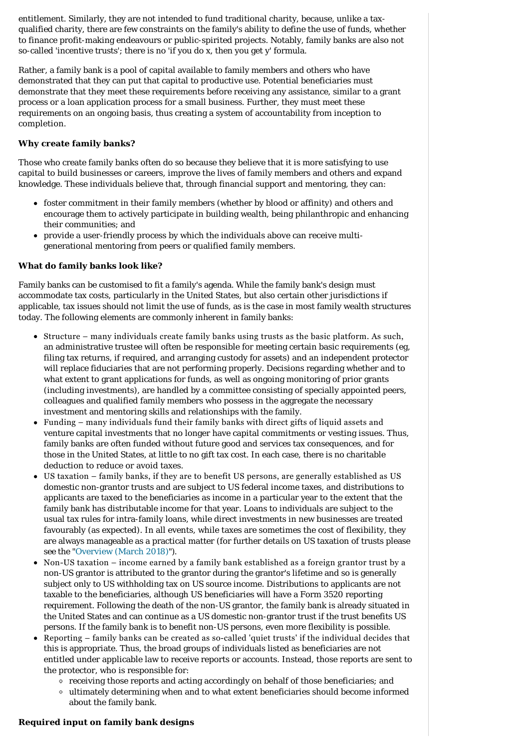entitlement. Similarly, they are not intended to fund traditional charity, because, unlike a tax-qualified charity, there are few constraints on the family's ability to define the use of funds, whether to finance profit-making endeavours or public-spirited projects. Notably, family banks are also not so-called 'incentive trusts'; there is no 'if you do x, then you get y' formula.

Rather, a family bank is a pool of capital available to family members and others who have demonstrated that they can put that capital to productive use. Potential beneficiaries must demonstrate that they meet these requirements before receiving any assistance, similar to a grant process or a loan application process for a small business. Further, they must meet these requirements on an ongoing basis, thus creating a system of accountability from inception to completion.

**Why create family banks?**

Those who create family banks often do so because they believe that it is more satisfying to use capital to build businesses or careers, improve the lives of family members and others and expand knowledge. These individuals believe that, through financial support and mentoring, they can:

- foster commitment in their family members (whether by blood or affinity) and others and encourage them to actively participate in building wealth, being philanthropic and enhancing their communities; and
- provide a user-friendly process by which the individuals above can receive multi-generational mentoring from peers or qualified family members.

**What do family banks look like?**

Family banks can be customised to fit a family's agenda. While the family bank's design must accommodate tax costs, particularly in the United States, but also certain other jurisdictions if applicable, tax issues should not limit the use of funds, as is the case in most family wealth structures today. The following elements are commonly inherent in family banks:

- Structure – many individuals create family banks using trusts as the basic platform. As such, an administrative trustee will often be responsible for meeting certain basic requirements (eg, filing tax returns, if required, and arranging custody for assets) and an independent protector will replace fiduciaries that are not performing properly. Decisions regarding whether and to what extent to grant applications for funds, as well as ongoing monitoring of prior grants (including investments), are handled by a committee consisting of specially appointed peers, colleagues and qualified family members who possess in the aggregate the necessary investment and mentoring skills and relationships with the family.
- Funding – many individuals fund their family banks with direct gifts of liquid assets and venture capital investments that no longer have capital commitments or vesting issues. Thus, family banks are often funded without future good and services tax consequences, and for those in the United States, at little to no gift tax cost. In each case, there is no charitable deduction to reduce or avoid taxes.
- US taxation – family banks, if they are to benefit US persons, are generally established as US domestic non-grantor trusts and are subject to US federal income taxes, and distributions to applicants are taxed to the beneficiaries as income in a particular year to the extent that the family bank has distributable income for that year. Loans to individuals are subject to the usual tax rules for intra-family loans, while direct investments in new businesses are treated favourably (as expected). In all events, while taxes are sometimes the cost of flexibility, they are always manageable as a practical matter (for further details on US taxation of trusts please see the "Overview (March 2018)").
- Non-US taxation – income earned by a family bank established as a foreign grantor trust by a non-US grantor is attributed to the grantor during the grantor's lifetime and so is generally subject only to US withholding tax on US source income. Distributions to applicants are not taxable to the beneficiaries, although US beneficiaries will have a Form 3520 reporting requirement. Following the death of the non-US grantor, the family bank is already situated in the United States and can continue as a US domestic non-grantor trust if the trust benefits US persons. If the family bank is to benefit non-US persons, even more flexibility is possible.
- Reporting – family banks can be created as so-called 'quiet trusts' if the individual decides that this is appropriate. Thus, the broad groups of individuals listed as beneficiaries are not entitled under applicable law to receive reports or accounts. Instead, those reports are sent to the protector, who is responsible for:
  - receiving those reports and acting accordingly on behalf of those beneficiaries; and
  - ultimately determining when and to what extent beneficiaries should become informed about the family bank.

**Required input on family bank designs**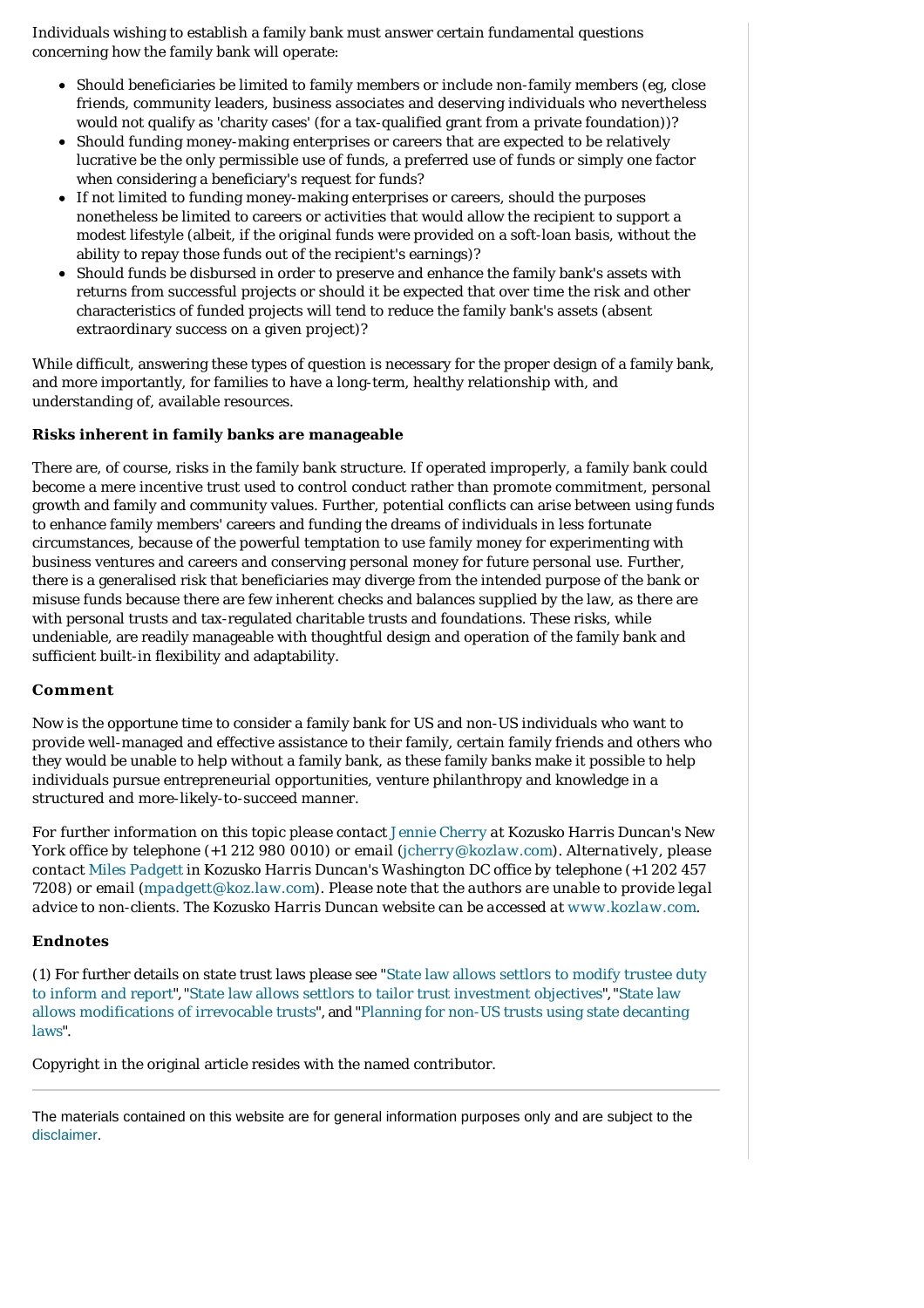Individuals wishing to establish a family bank must answer certain fundamental questions concerning how the family bank will operate:

- Should beneficiaries be limited to family members or include non-family members (eg, close friends, community leaders, business associates and deserving individuals who nevertheless would not qualify as 'charity cases' (for a tax-qualified grant from a private foundation))?
- Should funding money-making enterprises or careers that are expected to be relatively lucrative be the only permissible use of funds, a preferred use of funds or simply one factor when considering a beneficiary's request for funds?
- If not limited to funding money-making enterprises or careers, should the purposes nonetheless be limited to careers or activities that would allow the recipient to support a modest lifestyle (albeit, if the original funds were provided on a soft-loan basis, without the ability to repay those funds out of the recipient's earnings)?
- Should funds be disbursed in order to preserve and enhance the family bank's assets with returns from successful projects or should it be expected that over time the risk and other characteristics of funded projects will tend to reduce the family bank's assets (absent extraordinary success on a given project)?

While difficult, answering these types of question is necessary for the proper design of a family bank, and more importantly, for families to have a long-term, healthy relationship with, and understanding of, available resources.

**Risks inherent in family banks are manageable**

There are, of course, risks in the family bank structure. If operated improperly, a family bank could become a mere incentive trust used to control conduct rather than promote commitment, personal growth and family and community values. Further, potential conflicts can arise between using funds to enhance family members' careers and funding the dreams of individuals in less fortunate circumstances, because of the powerful temptation to use family money for experimenting with business ventures and careers and conserving personal money for future personal use. Further, there is a generalised risk that beneficiaries may diverge from the intended purpose of the bank or misuse funds because there are few inherent checks and balances supplied by the law, as there are with personal trusts and tax-regulated charitable trusts and foundations. These risks, while undeniable, are readily manageable with thoughtful design and operation of the family bank and sufficient built-in flexibility and adaptability.

**Comment**

Now is the opportune time to consider a family bank for US and non-US individuals who want to provide well-managed and effective assistance to their family, certain family friends and others who they would be unable to help without a family bank, as these family banks make it possible to help individuals pursue entrepreneurial opportunities, venture philanthropy and knowledge in a structured and more-likely-to-succeed manner.

*For further information on this topic please contact* Jennie Cherry *at Kozusko Harris Duncan's New York office by telephone (+1 212 980 0010) or email (*jcherry@kozlaw.com*). Alternatively, please contact* Miles Padgett *in Kozusko Harris Duncan's Washington DC office by telephone (+1 202 457 7208) or email (*mpadgett@koz.law.com*). Please note that the authors are unable to provide legal advice to non-clients. The Kozusko Harris Duncan website can be accessed at* www.kozlaw.com.

**Endnotes**

(1) For further details on state trust laws please see "State law allows settlors to modify trustee duty to inform and report", "State law allows settlors to tailor trust investment objectives", "State law allows modifications of irrevocable trusts", and "Planning for non-US trusts using state decanting laws".

Copyright in the original article resides with the named contributor.

---

The materials contained on this website are for general information purposes only and are subject to the disclaimer.